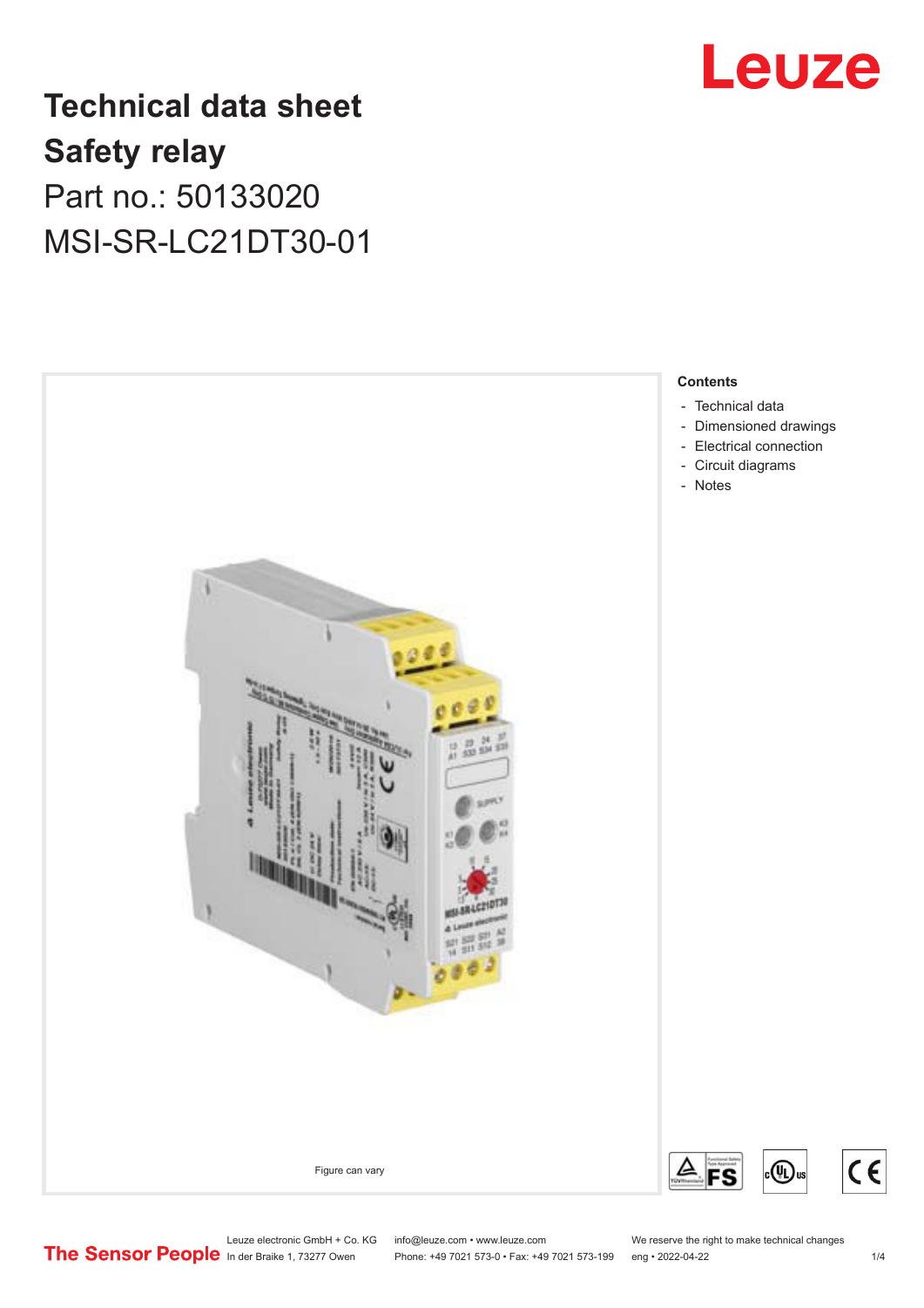# Technical data sheet
# Safety relay
## Part no.: 50133020
## MSI-SR-LC21DT30-01

Figure can vary

**Contents**

- Technical data
- Dimensioned drawings
- Electrical connection
- Circuit diagrams
- Notes

Leuze electronic GmbH + Co. KG
In der Braike 1, 73277 Owen

info@leuze.com • www.leuze.com
Phone: +49 7021 573-0 • Fax: +49 7021 573-199

We reserve the right to make technical changes
eng • 2022-04-22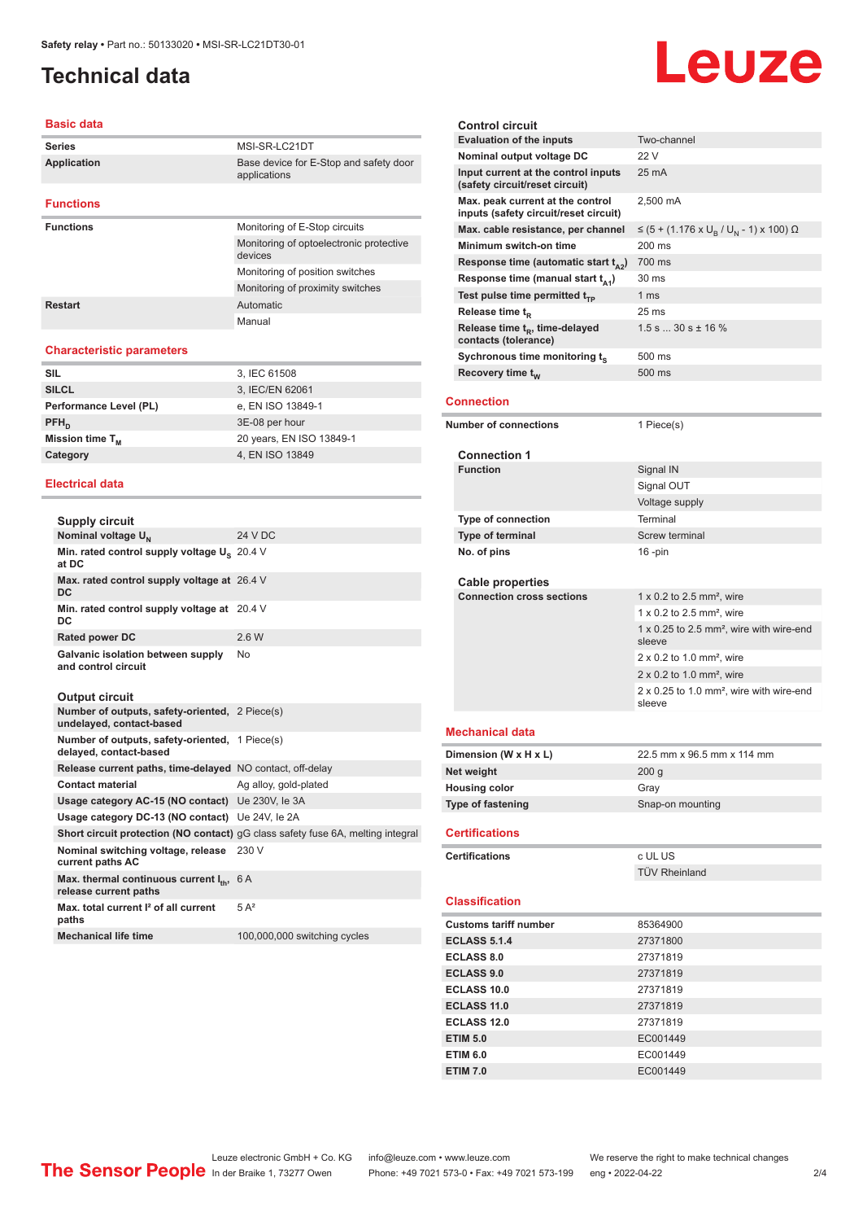# Technical data

## Basic data

| | |
|---|---|
| Series | MSI-SR-LC21DT |
| Application | Base device for E-Stop and safety door applications |

## Functions

| | |
|---|---|
| Functions | Monitoring of E-Stop circuits |
| | Monitoring of optoelectronic protective devices |
| | Monitoring of position switches |
| | Monitoring of proximity switches |
| Restart | Automatic |
| | Manual |

## Characteristic parameters

| | |
|---|---|
| SIL | 3, IEC 61508 |
| SILCL | 3, IEC/EN 62061 |
| Performance Level (PL) | e, EN ISO 13849-1 |
| $PFH_D$ | 3E-08 per hour |
| Mission time $T_M$ | 20 years, EN ISO 13849-1 |
| Category | 4, EN ISO 13849 |

## Electrical data

### Supply circuit

| | |
|---|---|
| Nominal voltage $U_N$ | 24 V DC |
| Min. rated control supply voltage $U_S$ at DC | 20.4 V |
| Max. rated control supply voltage at DC | 26.4 V |
| Min. rated control supply voltage at DC | 20.4 V |
| Rated power DC | 2.6 W |
| Galvanic isolation between supply and control circuit | No |

### Output circuit

| | |
|---|---|
| Number of outputs, safety-oriented, undelayed, contact-based | 2 Piece(s) |
| Number of outputs, safety-oriented, delayed, contact-based | 1 Piece(s) |
| Release current paths, time-delayed | NO contact, off-delay |
| Contact material | Ag alloy, gold-plated |
| Usage category AC-15 (NO contact) | Ue 230V, Ie 3A |
| Usage category DC-13 (NO contact) | Ue 24V, Ie 2A |
| Short circuit protection (NO contact) | gG class safety fuse 6A, melting integral |
| Nominal switching voltage, release current paths AC | 230 V |
| Max. thermal continuous current $I_{th}$, release current paths | 6 A |
| Max. total current $I^2$ of all current paths | 5 A² |
| Mechanical life time | 100,000,000 switching cycles |

### Control circuit

| | |
|---|---|
| Evaluation of the inputs | Two-channel |
| Nominal output voltage DC | 22 V |
| Input current at the control inputs (safety circuit/reset circuit) | 25 mA |
| Max. peak current at the control inputs (safety circuit/reset circuit) | 2,500 mA |
| Max. cable resistance, per channel | ≤ (5 + (1.176 x $U_B$ / $U_N$ - 1) x 100) Ω |
| Minimum switch-on time | 200 ms |
| Response time (automatic start $t_{A2}$) | 700 ms |
| Response time (manual start $t_{A1}$) | 30 ms |
| Test pulse time permitted $t_{TP}$ | 1 ms |
| Release time $t_R$ | 25 ms |
| Release time $t_R$, time-delayed contacts (tolerance) | 1.5 s ... 30 s ± 16 % |
| Sychronous time monitoring $t_S$ | 500 ms |
| Recovery time $t_W$ | 500 ms |

## Connection

| | |
|---|---|
| Number of connections | 1 Piece(s) |

### Connection 1

| | |
|---|---|
| Function | Signal IN |
| | Signal OUT |
| | Voltage supply |
| Type of connection | Terminal |
| Type of terminal | Screw terminal |
| No. of pins | 16 -pin |

### Cable properties

| | |
|---|---|
| Connection cross sections | 1 x 0.2 to 2.5 mm², wire |
| | 1 x 0.2 to 2.5 mm², wire |
| | 1 x 0.25 to 2.5 mm², wire with wire-end sleeve |
| | 2 x 0.2 to 1.0 mm², wire |
| | 2 x 0.2 to 1.0 mm², wire |
| | 2 x 0.25 to 1.0 mm², wire with wire-end sleeve |

## Mechanical data

| | |
|---|---|
| Dimension (W x H x L) | 22.5 mm x 96.5 mm x 114 mm |
| Net weight | 200 g |
| Housing color | Gray |
| Type of fastening | Snap-on mounting |

## Certifications

| | |
|---|---|
| Certifications | c UL US |
| | TÜV Rheinland |

## Classification

| | |
|---|---|
| Customs tariff number | 85364900 |
| ECLASS 5.1.4 | 27371800 |
| ECLASS 8.0 | 27371819 |
| ECLASS 9.0 | 27371819 |
| ECLASS 10.0 | 27371819 |
| ECLASS 11.0 | 27371819 |
| ECLASS 12.0 | 27371819 |
| ETIM 5.0 | EC001449 |
| ETIM 6.0 | EC001449 |
| ETIM 7.0 | EC001449 |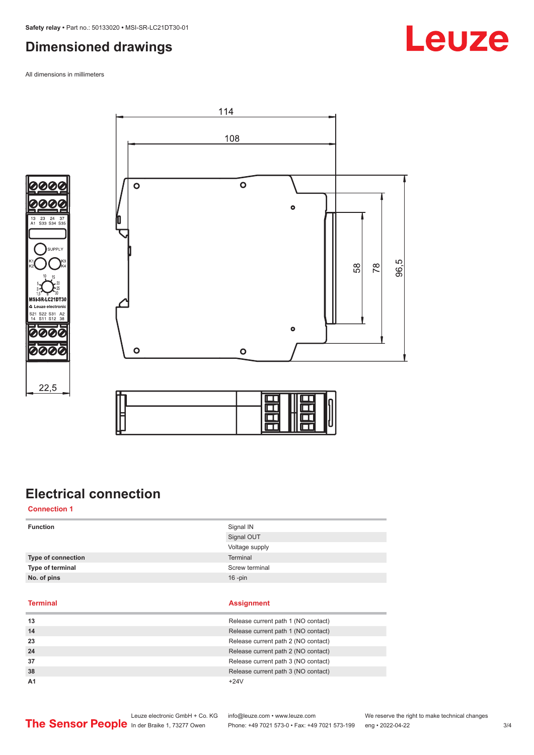## Dimensioned drawings

All dimensions in millimeters

## Electrical connection

### Connection 1

| | |
|---|---|
| **Function** | Signal IN |
| | Signal OUT |
| | Voltage supply |
| **Type of connection** | Terminal |
| **Type of terminal** | Screw terminal |
| **No. of pins** | 16 -pin |

| Terminal | Assignment |
|---|---|
| **13** | Release current path 1 (NO contact) |
| **14** | Release current path 1 (NO contact) |
| **23** | Release current path 2 (NO contact) |
| **24** | Release current path 2 (NO contact) |
| **37** | Release current path 3 (NO contact) |
| **38** | Release current path 3 (NO contact) |
| **A1** | +24V |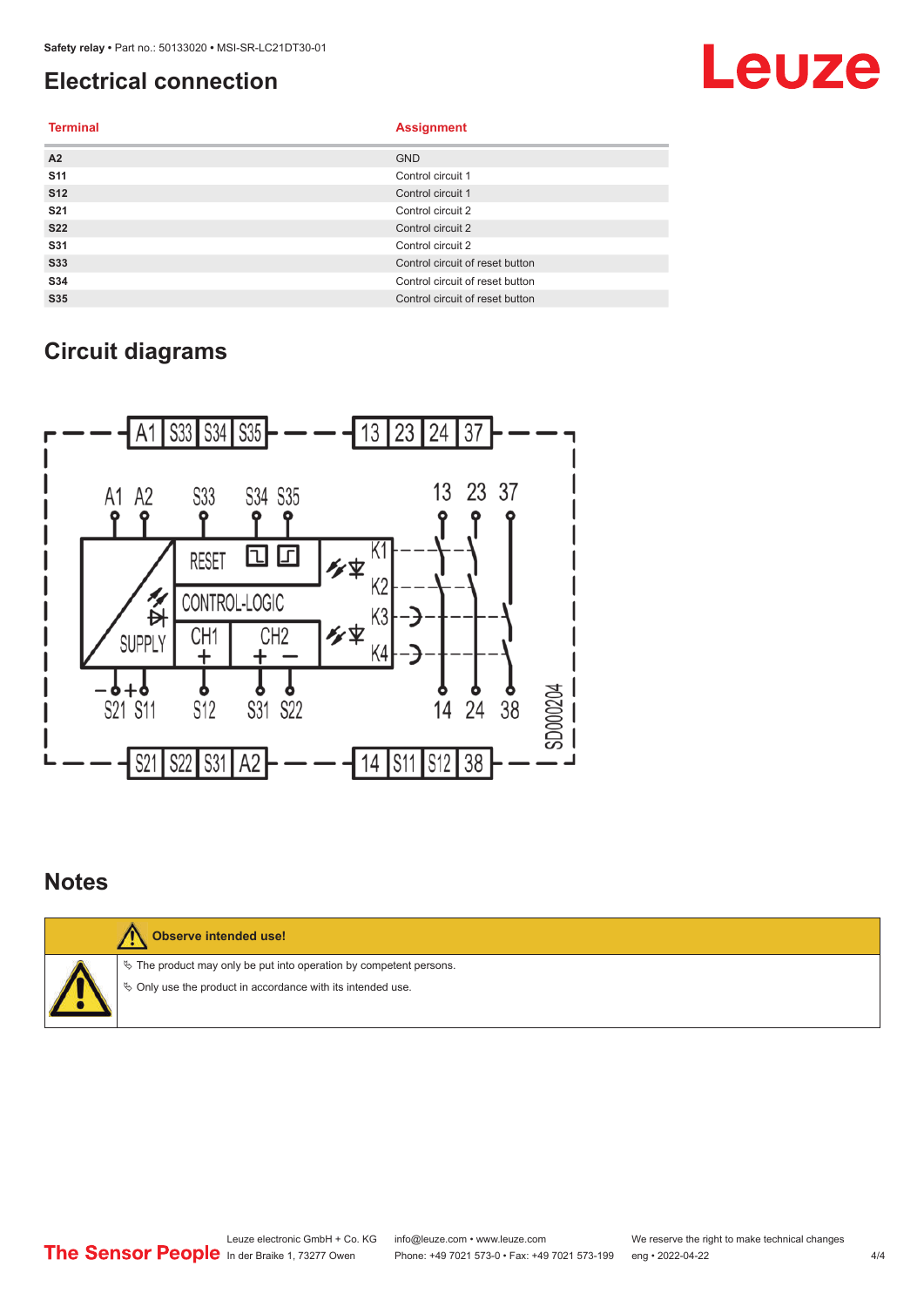## Electrical connection

| Terminal | Assignment |
|---|---|
| A2 | GND |
| S11 | Control circuit 1 |
| S12 | Control circuit 1 |
| S21 | Control circuit 2 |
| S22 | Control circuit 2 |
| S31 | Control circuit 2 |
| S33 | Control circuit of reset button |
| S34 | Control circuit of reset button |
| S35 | Control circuit of reset button |

## Circuit diagrams

A1 S33 S34 S35
13 23 24 37
A1 A2 S33 S34 S35
13 23 37
RESET
CONTROL-LOGIC
SUPPLY
CH1
CH2
K1
K2
K3
K4
S21 S11 S12 S31 S22
14 24 38
SD000204
S21 S22 S31 A2
14 S11 S12 38

## Notes

**Observe intended use!**

- The product may only be put into operation by competent persons.
- Only use the product in accordance with its intended use.